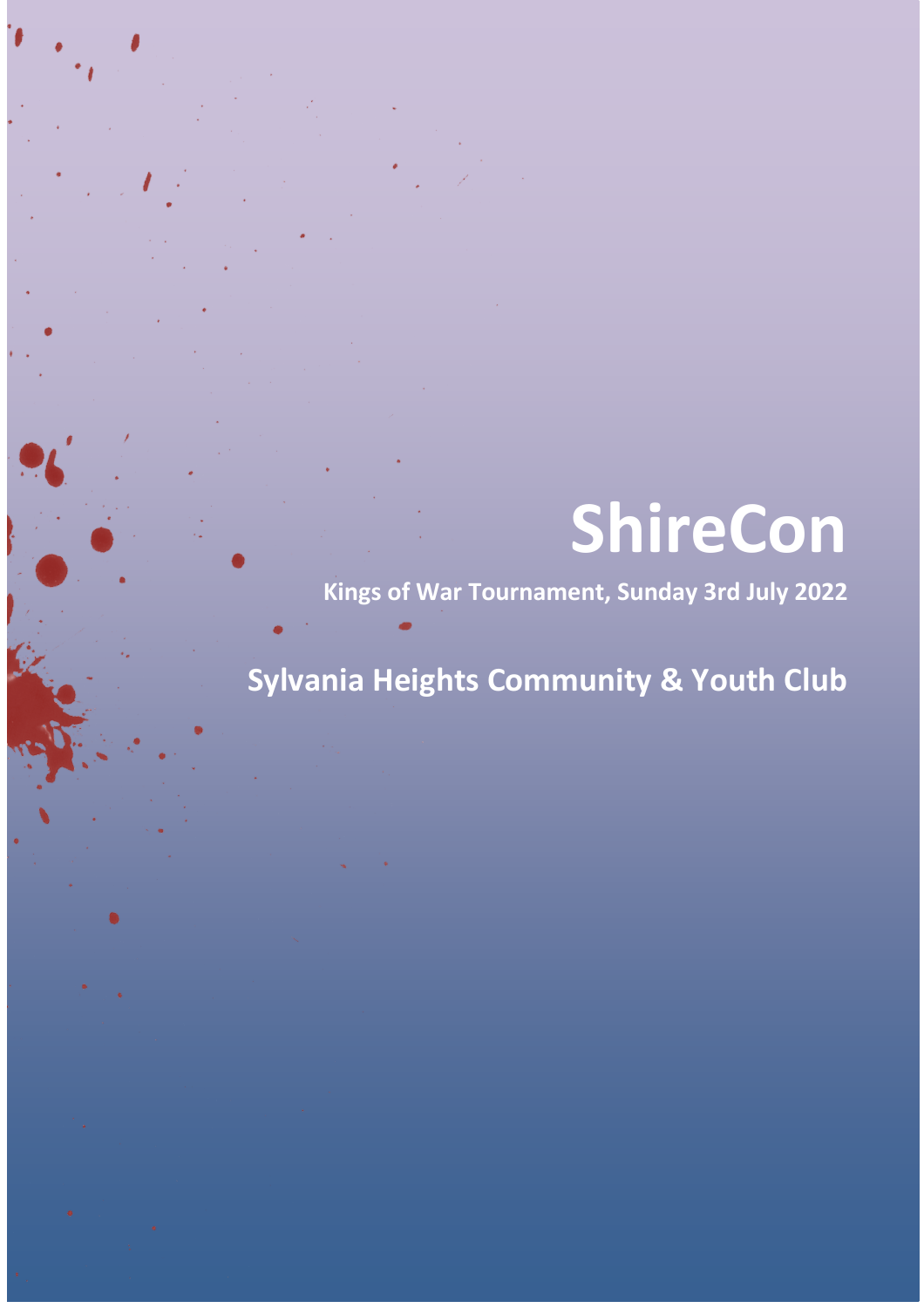# ShireCon

**Kings of War Tournament, Sunday 3rd July 2022**

## Sylvania Heights Community & Youth Club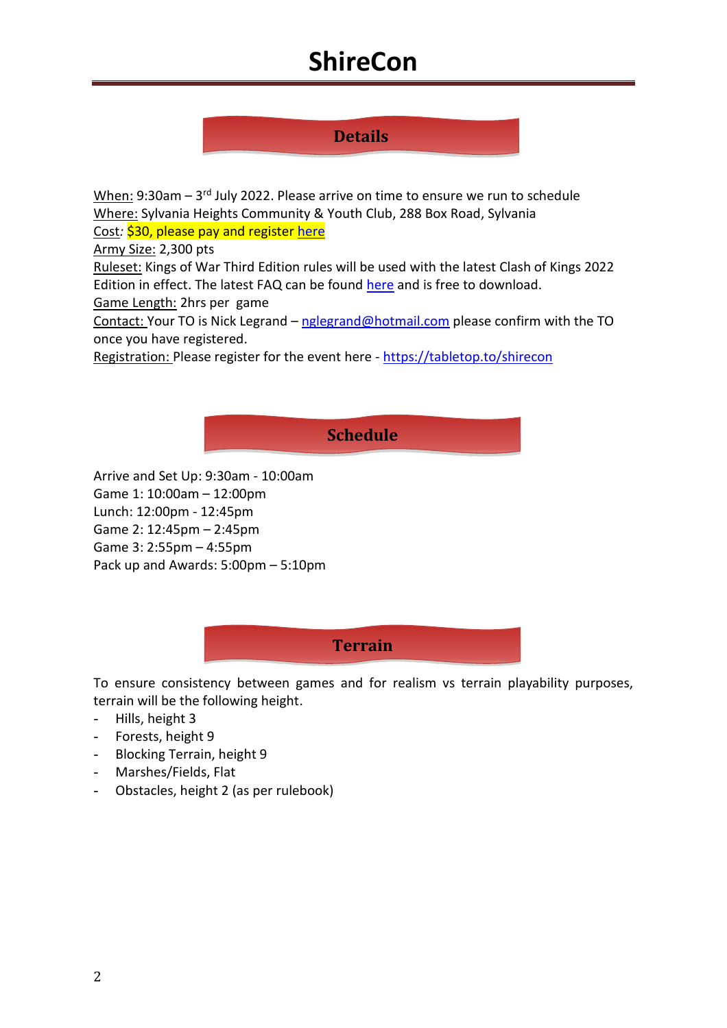# ShireCon

## Details

When: 9:30am – 3rd July 2022. Please arrive on time to ensure we run to schedule
Where: Sylvania Heights Community & Youth Club, 288 Box Road, Sylvania
Cost: $30, please pay and register here
Army Size: 2,300 pts
Ruleset: Kings of War Third Edition rules will be used with the latest Clash of Kings 2022 Edition in effect. The latest FAQ can be found here and is free to download.
Game Length: 2hrs per game
Contact: Your TO is Nick Legrand – nglegrand@hotmail.com please confirm with the TO once you have registered.
Registration: Please register for the event here - https://tabletop.to/shirecon

## Schedule

Arrive and Set Up: 9:30am - 10:00am
Game 1: 10:00am – 12:00pm
Lunch: 12:00pm - 12:45pm
Game 2: 12:45pm – 2:45pm
Game 3: 2:55pm – 4:55pm
Pack up and Awards: 5:00pm – 5:10pm

## Terrain

To ensure consistency between games and for realism vs terrain playability purposes, terrain will be the following height.

- Hills, height 3
- Forests, height 9
- Blocking Terrain, height 9
- Marshes/Fields, Flat
- Obstacles, height 2 (as per rulebook)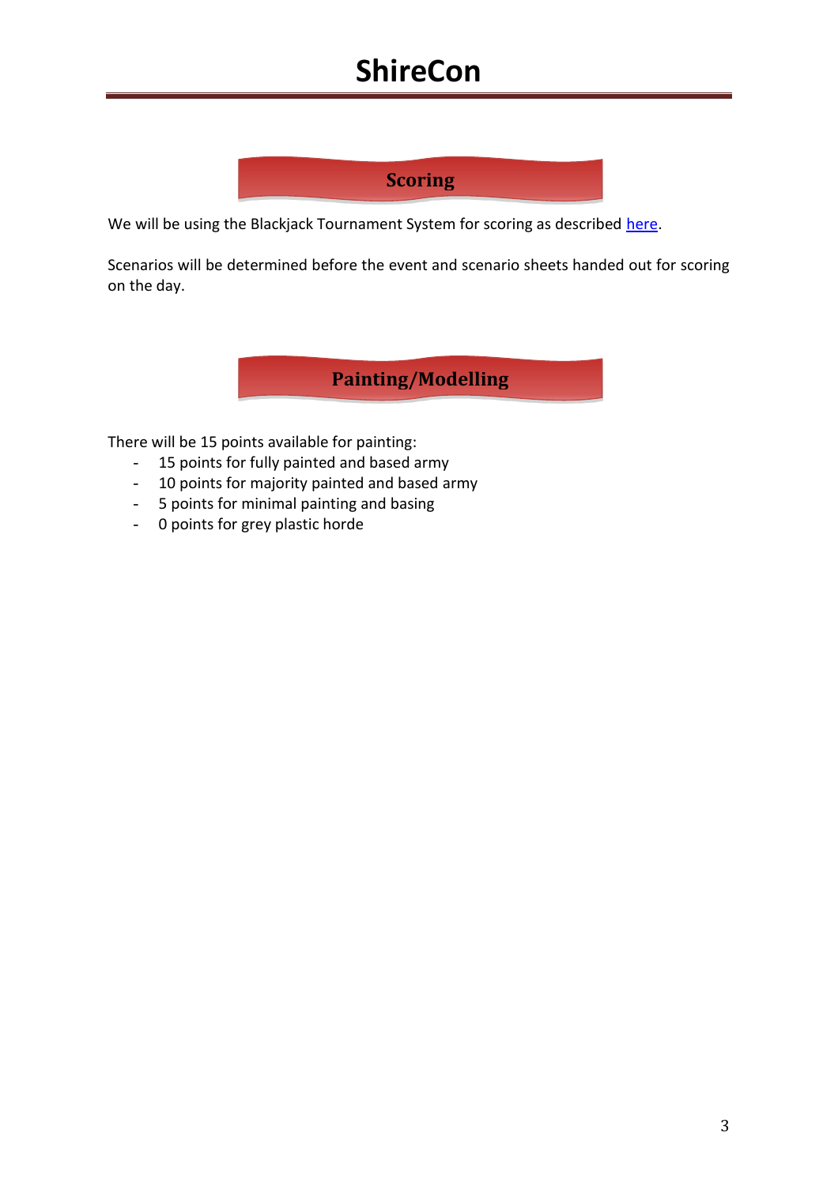## Scoring

We will be using the Blackjack Tournament System for scoring as described here.

Scenarios will be determined before the event and scenario sheets handed out for scoring on the day.

## Painting/Modelling

There will be 15 points available for painting:

- 15 points for fully painted and based army
- 10 points for majority painted and based army
- 5 points for minimal painting and basing
- 0 points for grey plastic horde